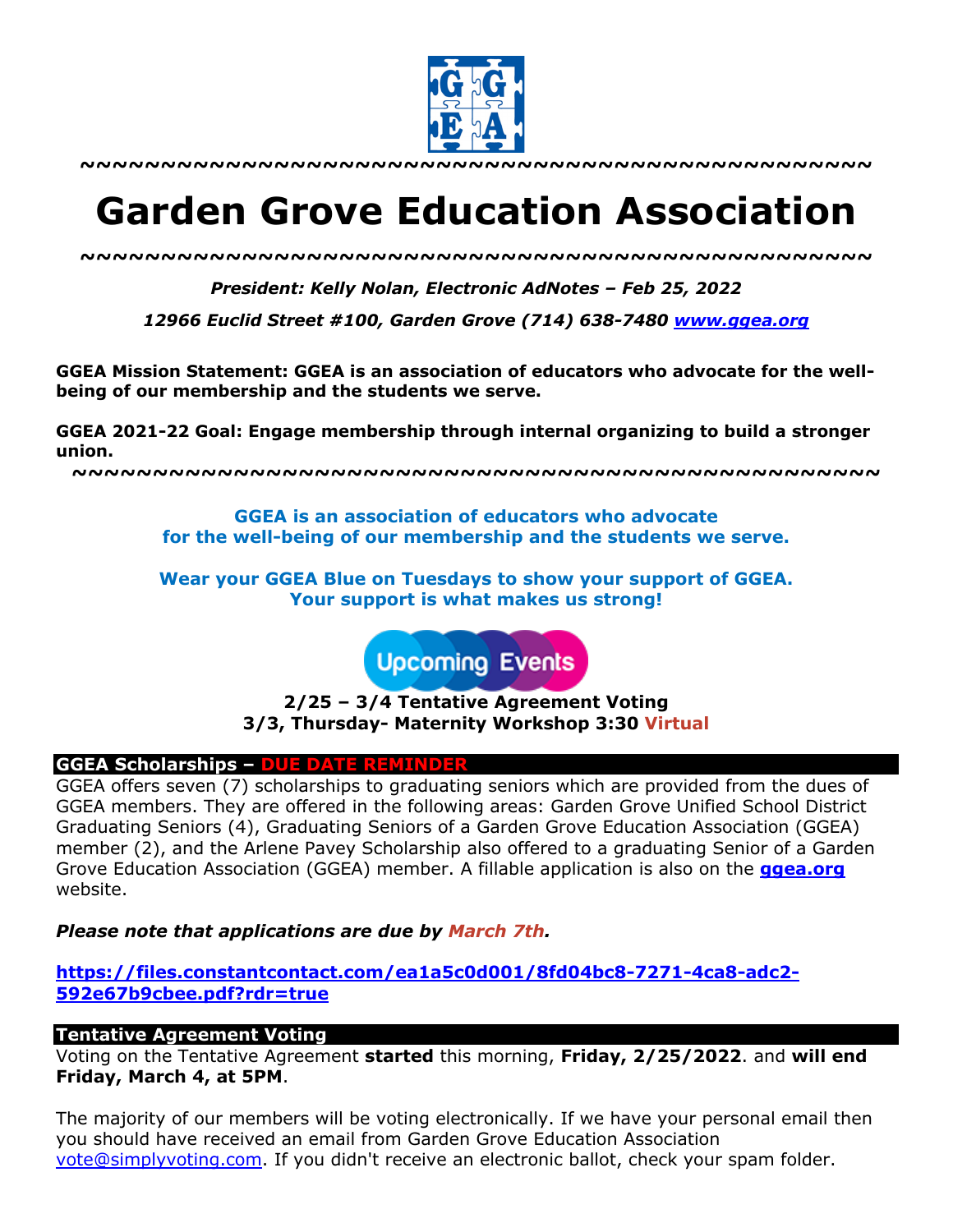~~~~~~~~~~~~~~~~~~~~~~~~~~~~~~~~~~~~~~~~~~~~~~~~~~~~~~~~~~

# Garden Grove Education Association

~~~~~~~~~~~~~~~~~~~~~~~~~~~~~~~~~~~~~~~~~~~~~~~~~~~~~~~~~~

***President: Kelly Nolan, Electronic AdNotes – Feb 25, 2022***

***12966 Euclid Street #100, Garden Grove (714) 638-7480 [www.ggea.org](http://www.ggea.org)***

**GGEA Mission Statement: GGEA is an association of educators who advocate for the well-being of our membership and the students we serve.**

**GGEA 2021-22 Goal: Engage membership through internal organizing to build a stronger union.**

~~~~~~~~~~~~~~~~~~~~~~~~~~~~~~~~~~~~~~~~~~~~~~~~~~~~~~~~~~

**GGEA is an association of educators who advocate for the well-being of our membership and the students we serve.**

**Wear your GGEA Blue on Tuesdays to show your support of GGEA. Your support is what makes us strong!**

**Upcoming Events**

**2/25 – 3/4 Tentative Agreement Voting**
**3/3, Thursday- Maternity Workshop 3:30 Virtual**

## GGEA Scholarships – DUE DATE REMINDER

GGEA offers seven (7) scholarships to graduating seniors which are provided from the dues of GGEA members. They are offered in the following areas: Garden Grove Unified School District Graduating Seniors (4), Graduating Seniors of a Garden Grove Education Association (GGEA) member (2), and the Arlene Pavey Scholarship also offered to a graduating Senior of a Garden Grove Education Association (GGEA) member. A fillable application is also on the **[ggea.org](http://ggea.org)** website.

***Please note that applications are due by March 7th.***

**[https://files.constantcontact.com/ea1a5c0d001/8fd04bc8-7271-4ca8-adc2-592e67b9cbee.pdf?rdr=true](https://files.constantcontact.com/ea1a5c0d001/8fd04bc8-7271-4ca8-adc2-592e67b9cbee.pdf?rdr=true)**

## Tentative Agreement Voting

Voting on the Tentative Agreement **started** this morning, **Friday, 2/25/2022**. and **will end Friday, March 4, at 5PM**.

The majority of our members will be voting electronically. If we have your personal email then you should have received an email from Garden Grove Education Association vote@simplyvoting.com. If you didn't receive an electronic ballot, check your spam folder.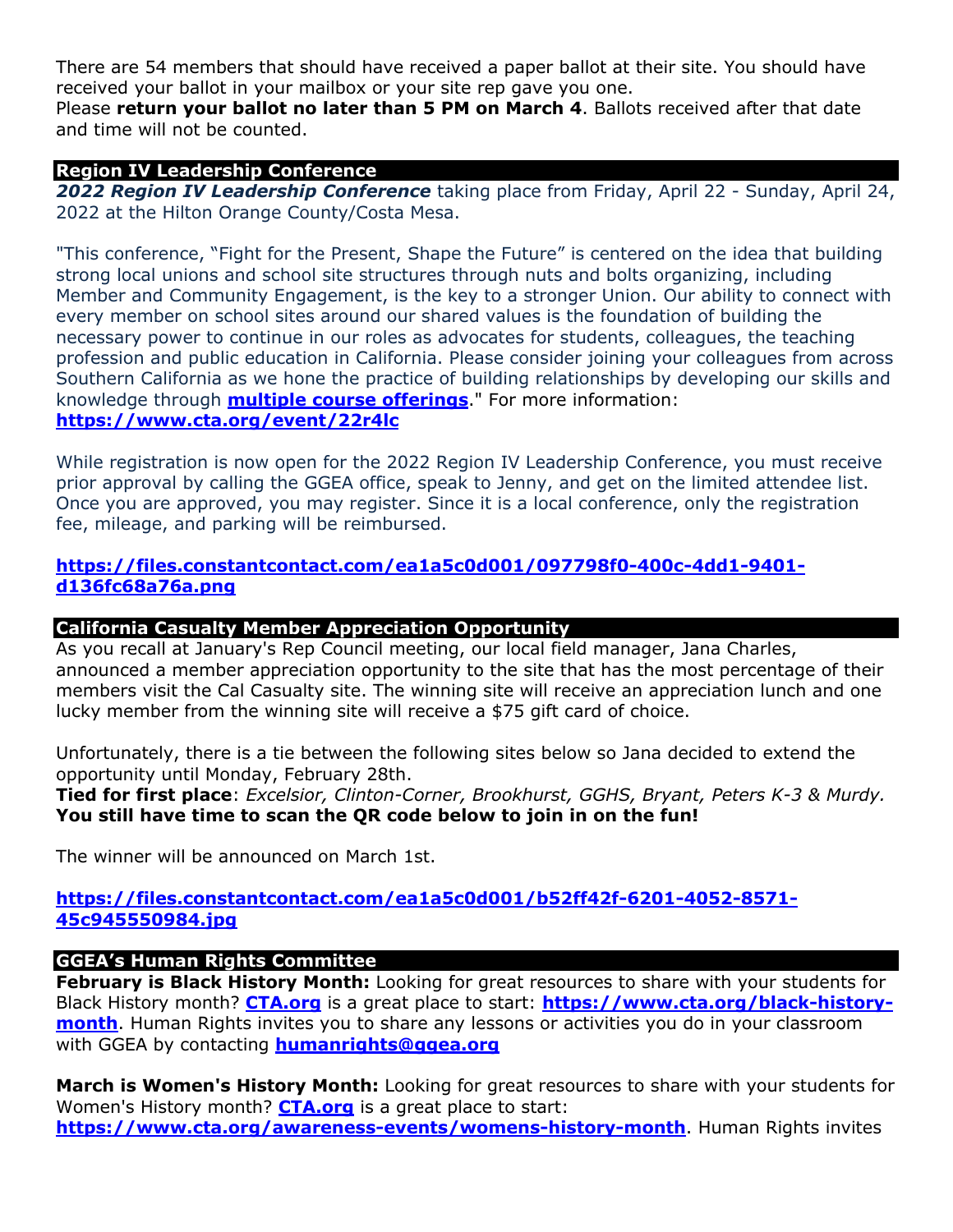There are 54 members that should have received a paper ballot at their site. You should have received your ballot in your mailbox or your site rep gave you one.
Please **return your ballot no later than 5 PM on March 4**. Ballots received after that date and time will not be counted.

## Region IV Leadership Conference

***2022 Region IV Leadership Conference*** taking place from Friday, April 22 - Sunday, April 24, 2022 at the Hilton Orange County/Costa Mesa.

"This conference, "Fight for the Present, Shape the Future" is centered on the idea that building strong local unions and school site structures through nuts and bolts organizing, including Member and Community Engagement, is the key to a stronger Union. Our ability to connect with every member on school sites around our shared values is the foundation of building the necessary power to continue in our roles as advocates for students, colleagues, the teaching profession and public education in California. Please consider joining your colleagues from across Southern California as we hone the practice of building relationships by developing our skills and knowledge through **multiple course offerings**." For more information: **https://www.cta.org/event/22r4lc**

While registration is now open for the 2022 Region IV Leadership Conference, you must receive prior approval by calling the GGEA office, speak to Jenny, and get on the limited attendee list. Once you are approved, you may register. Since it is a local conference, only the registration fee, mileage, and parking will be reimbursed.

**https://files.constantcontact.com/ea1a5c0d001/097798f0-400c-4dd1-9401-d136fc68a76a.png**

## California Casualty Member Appreciation Opportunity

As you recall at January's Rep Council meeting, our local field manager, Jana Charles, announced a member appreciation opportunity to the site that has the most percentage of their members visit the Cal Casualty site. The winning site will receive an appreciation lunch and one lucky member from the winning site will receive a $75 gift card of choice.

Unfortunately, there is a tie between the following sites below so Jana decided to extend the opportunity until Monday, February 28th.
**Tied for first place**: *Excelsior, Clinton-Corner, Brookhurst, GGHS, Bryant, Peters K-3 & Murdy.*
**You still have time to scan the QR code below to join in on the fun!**

The winner will be announced on March 1st.

**https://files.constantcontact.com/ea1a5c0d001/b52ff42f-6201-4052-8571-45c945550984.jpg**

## GGEA's Human Rights Committee

**February is Black History Month:** Looking for great resources to share with your students for Black History month? **CTA.org** is a great place to start: **https://www.cta.org/black-history-month**. Human Rights invites you to share any lessons or activities you do in your classroom with GGEA by contacting **humanrights@ggea.org**

**March is Women's History Month:** Looking for great resources to share with your students for Women's History month? **CTA.org** is a great place to start: **https://www.cta.org/awareness-events/womens-history-month**. Human Rights invites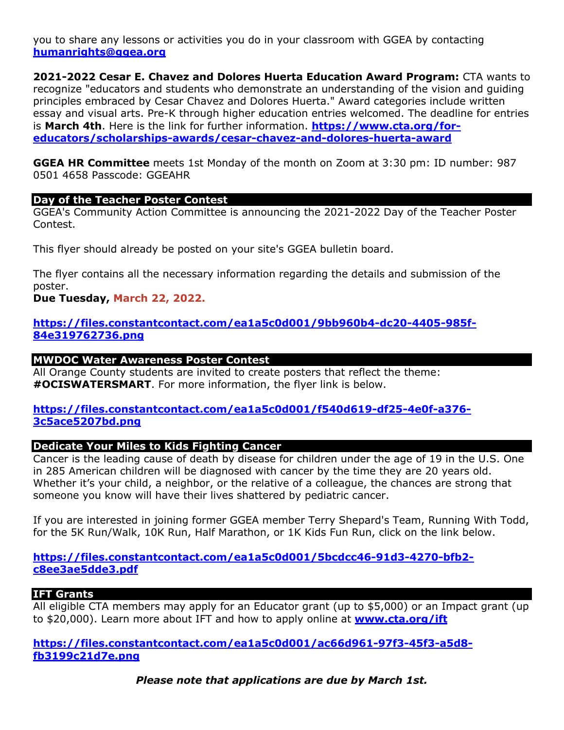you to share any lessons or activities you do in your classroom with GGEA by contacting **humanrights@ggea.org**

**2021-2022 Cesar E. Chavez and Dolores Huerta Education Award Program:** CTA wants to recognize "educators and students who demonstrate an understanding of the vision and guiding principles embraced by Cesar Chavez and Dolores Huerta." Award categories include written essay and visual arts. Pre-K through higher education entries welcomed. The deadline for entries is **March 4th**. Here is the link for further information. **https://www.cta.org/for-educators/scholarships-awards/cesar-chavez-and-dolores-huerta-award**

**GGEA HR Committee** meets 1st Monday of the month on Zoom at 3:30 pm: ID number: 987 0501 4658 Passcode: GGEAHR

## Day of the Teacher Poster Contest

GGEA's Community Action Committee is announcing the 2021-2022 Day of the Teacher Poster Contest.

This flyer should already be posted on your site's GGEA bulletin board.

The flyer contains all the necessary information regarding the details and submission of the poster.

**Due Tuesday, March 22, 2022.**

**https://files.constantcontact.com/ea1a5c0d001/9bb960b4-dc20-4405-985f-84e319762736.png**

## MWDOC Water Awareness Poster Contest

All Orange County students are invited to create posters that reflect the theme: **#OCISWATERSMART**. For more information, the flyer link is below.

**https://files.constantcontact.com/ea1a5c0d001/f540d619-df25-4e0f-a376-3c5ace5207bd.png**

## Dedicate Your Miles to Kids Fighting Cancer

Cancer is the leading cause of death by disease for children under the age of 19 in the U.S. One in 285 American children will be diagnosed with cancer by the time they are 20 years old. Whether it's your child, a neighbor, or the relative of a colleague, the chances are strong that someone you know will have their lives shattered by pediatric cancer.

If you are interested in joining former GGEA member Terry Shepard's Team, Running With Todd, for the 5K Run/Walk, 10K Run, Half Marathon, or 1K Kids Fun Run, click on the link below.

**https://files.constantcontact.com/ea1a5c0d001/5bcdcc46-91d3-4270-bfb2-c8ee3ae5dde3.pdf**

## IFT Grants

All eligible CTA members may apply for an Educator grant (up to $5,000) or an Impact grant (up to $20,000). Learn more about IFT and how to apply online at **www.cta.org/ift**

**https://files.constantcontact.com/ea1a5c0d001/ac66d961-97f3-45f3-a5d8-fb3199c21d7e.png**

***Please note that applications are due by March 1st.***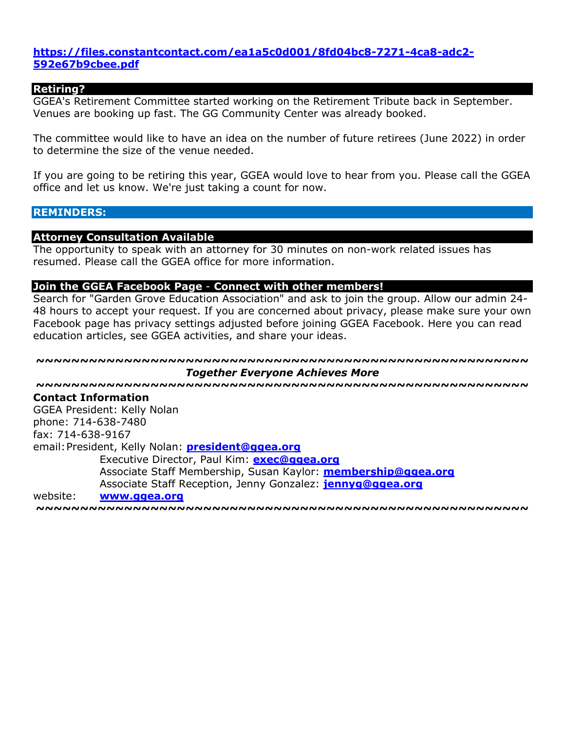[https://files.constantcontact.com/ea1a5c0d001/8fd04bc8-7271-4ca8-adc2-592e67b9cbee.pdf](https://files.constantcontact.com/ea1a5c0d001/8fd04bc8-7271-4ca8-adc2-592e67b9cbee.pdf)

## Retiring?

GGEA's Retirement Committee started working on the Retirement Tribute back in September. Venues are booking up fast. The GG Community Center was already booked.

The committee would like to have an idea on the number of future retirees (June 2022) in order to determine the size of the venue needed.

If you are going to be retiring this year, GGEA would love to hear from you. Please call the GGEA office and let us know. We're just taking a count for now.

## REMINDERS:

### Attorney Consultation Available

The opportunity to speak with an attorney for 30 minutes on non-work related issues has resumed. Please call the GGEA office for more information.

### Join the GGEA Facebook Page - Connect with other members!

Search for "Garden Grove Education Association" and ask to join the group. Allow our admin 24-48 hours to accept your request. If you are concerned about privacy, please make sure your own Facebook page has privacy settings adjusted before joining GGEA Facebook. Here you can read education articles, see GGEA activities, and share your ideas.

~~~~~~~~~~~~~~~~~~~~~~~~~~~~~~~~~~~~~~~~~~~~~~~~~~~~~~~

***Together Everyone Achieves More***

~~~~~~~~~~~~~~~~~~~~~~~~~~~~~~~~~~~~~~~~~~~~~~~~~~~~~~~

**Contact Information**

GGEA President: Kelly Nolan
phone: 714-638-7480
fax: 714-638-9167
email: President, Kelly Nolan: **president@ggea.org**
Executive Director, Paul Kim: **exec@ggea.org**
Associate Staff Membership, Susan Kaylor: **membership@ggea.org**
Associate Staff Reception, Jenny Gonzalez: **jennyg@ggea.org**
website: **www.ggea.org**

~~~~~~~~~~~~~~~~~~~~~~~~~~~~~~~~~~~~~~~~~~~~~~~~~~~~~~~